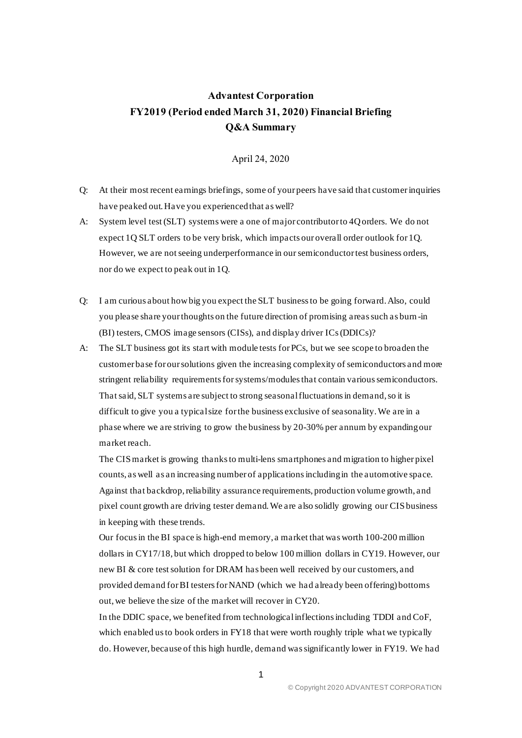# Advantest Corporation
# FY2019 (Period ended March 31, 2020) Financial Briefing
# Q&A Summary

April 24, 2020

Q: At their most recent earnings briefings, some of your peers have said that customer inquiries have peaked out. Have you experienced that as well?

A: System level test (SLT) systems were a one of major contributor to 4Q orders. We do not expect 1Q SLT orders to be very brisk, which impacts our overall order outlook for 1Q. However, we are not seeing underperformance in our semiconductor test business orders, nor do we expect to peak out in 1Q.

Q: I am curious about how big you expect the SLT business to be going forward. Also, could you please share your thoughts on the future direction of promising areas such as burn-in (BI) testers, CMOS image sensors (CISs), and display driver ICs (DDICs)?

A: The SLT business got its start with module tests for PCs, but we see scope to broaden the customer base for our solutions given the increasing complexity of semiconductors and more stringent reliability requirements for systems/modules that contain various semiconductors. That said, SLT systems are subject to strong seasonal fluctuations in demand, so it is difficult to give you a typical size for the business exclusive of seasonality. We are in a phase where we are striving to grow the business by 20-30% per annum by expanding our market reach.

The CIS market is growing thanks to multi-lens smartphones and migration to higher pixel counts, as well as an increasing number of applications including in the automotive space. Against that backdrop, reliability assurance requirements, production volume growth, and pixel count growth are driving tester demand. We are also solidly growing our CIS business in keeping with these trends.

Our focus in the BI space is high-end memory, a market that was worth 100-200 million dollars in CY17/18, but which dropped to below 100 million dollars in CY19. However, our new BI & core test solution for DRAM has been well received by our customers, and provided demand for BI testers for NAND (which we had already been offering) bottoms out, we believe the size of the market will recover in CY20.

In the DDIC space, we benefited from technological inflections including TDDI and CoF, which enabled us to book orders in FY18 that were worth roughly triple what we typically do. However, because of this high hurdle, demand was significantly lower in FY19. We had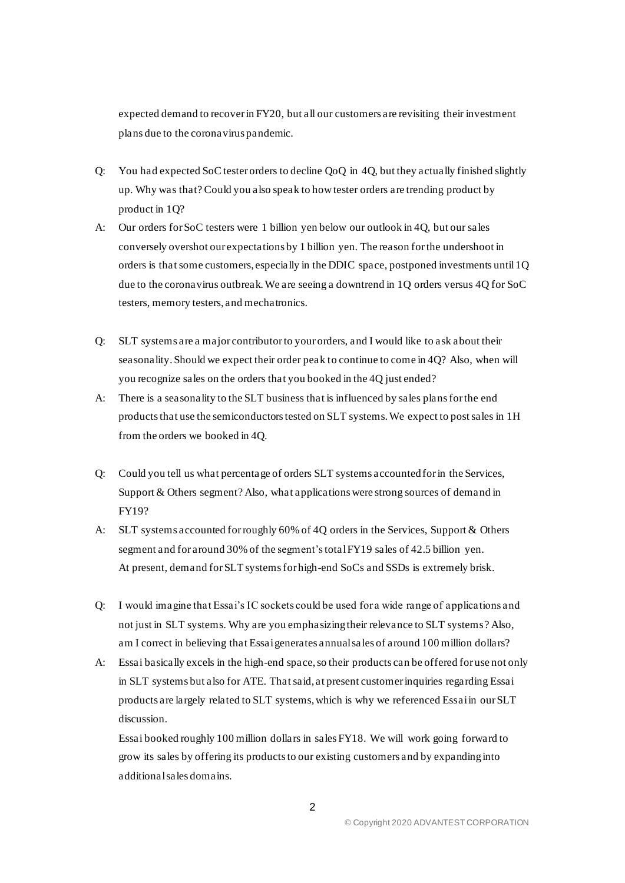expected demand to recover in FY20, but all our customers are revisiting their investment plans due to the coronavirus pandemic.

Q: You had expected SoC tester orders to decline QoQ in 4Q, but they actually finished slightly up. Why was that? Could you also speak to how tester orders are trending product by product in 1Q?

A: Our orders for SoC testers were 1 billion yen below our outlook in 4Q, but our sales conversely overshot our expectations by 1 billion yen. The reason for the undershoot in orders is that some customers, especially in the DDIC space, postponed investments until 1Q due to the coronavirus outbreak. We are seeing a downtrend in 1Q orders versus 4Q for SoC testers, memory testers, and mechatronics.

Q: SLT systems are a major contributor to your orders, and I would like to ask about their seasonality. Should we expect their order peak to continue to come in 4Q? Also, when will you recognize sales on the orders that you booked in the 4Q just ended?

A: There is a seasonality to the SLT business that is influenced by sales plans for the end products that use the semiconductors tested on SLT systems. We expect to post sales in 1H from the orders we booked in 4Q.

Q: Could you tell us what percentage of orders SLT systems accounted for in the Services, Support & Others segment? Also, what applications were strong sources of demand in FY19?

A: SLT systems accounted for roughly 60% of 4Q orders in the Services, Support & Others segment and for around 30% of the segment's total FY19 sales of 42.5 billion yen. At present, demand for SLT systems for high-end SoCs and SSDs is extremely brisk.

Q: I would imagine that Essai's IC sockets could be used for a wide range of applications and not just in SLT systems. Why are you emphasizing their relevance to SLT systems? Also, am I correct in believing that Essai generates annual sales of around 100 million dollars?

A: Essai basically excels in the high-end space, so their products can be offered for use not only in SLT systems but also for ATE. That said, at present customer inquiries regarding Essai products are largely related to SLT systems, which is why we referenced Essai in our SLT discussion.

Essai booked roughly 100 million dollars in sales FY18. We will work going forward to grow its sales by offering its products to our existing customers and by expanding into additional sales domains.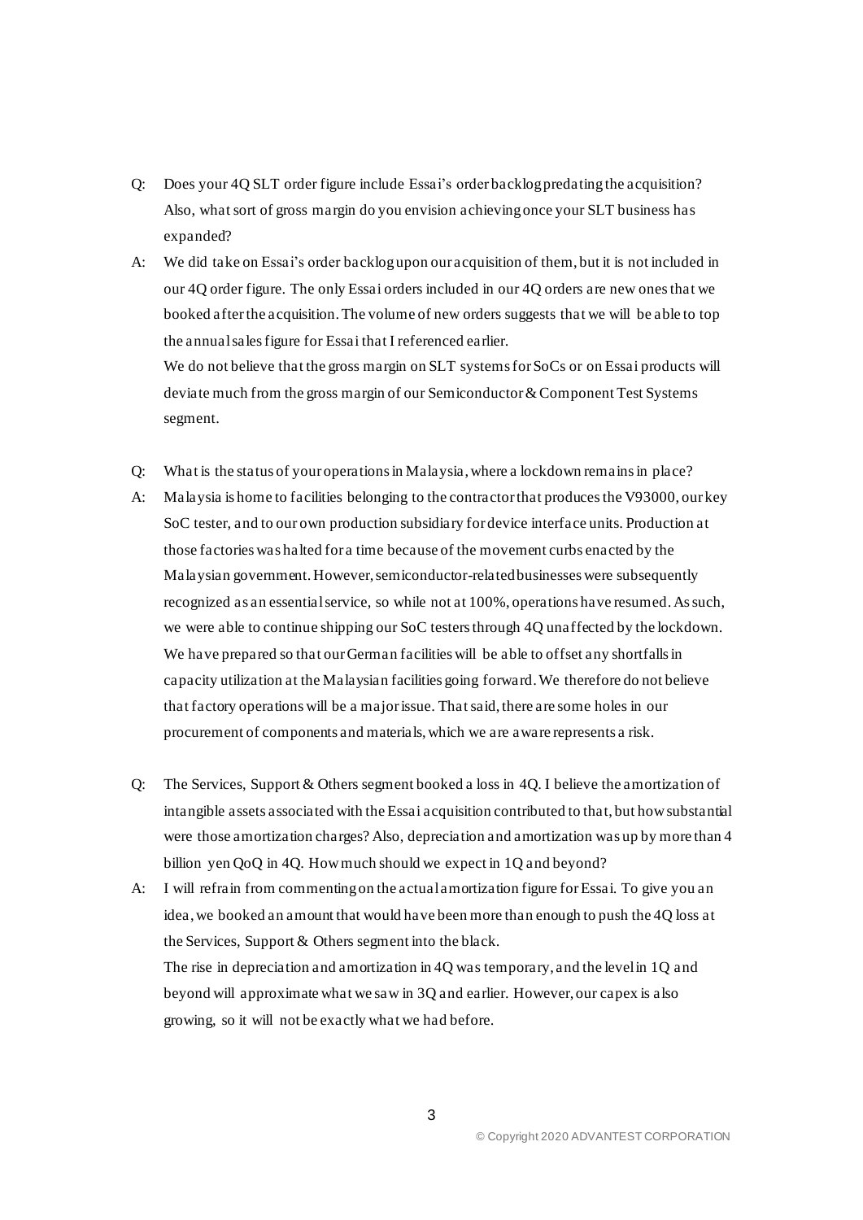Q: Does your 4Q SLT order figure include Essai's order backlog predating the acquisition? Also, what sort of gross margin do you envision achieving once your SLT business has expanded?

A: We did take on Essai's order backlog upon our acquisition of them, but it is not included in our 4Q order figure. The only Essai orders included in our 4Q orders are new ones that we booked after the acquisition. The volume of new orders suggests that we will be able to top the annual sales figure for Essai that I referenced earlier.
We do not believe that the gross margin on SLT systems for SoCs or on Essai products will deviate much from the gross margin of our Semiconductor & Component Test Systems segment.

Q: What is the status of your operations in Malaysia, where a lockdown remains in place?

A: Malaysia is home to facilities belonging to the contractor that produces the V93000, our key SoC tester, and to our own production subsidiary for device interface units. Production at those factories was halted for a time because of the movement curbs enacted by the Malaysian government. However, semiconductor-related businesses were subsequently recognized as an essential service, so while not at 100%, operations have resumed. As such, we were able to continue shipping our SoC testers through 4Q unaffected by the lockdown. We have prepared so that our German facilities will be able to offset any shortfalls in capacity utilization at the Malaysian facilities going forward. We therefore do not believe that factory operations will be a major issue. That said, there are some holes in our procurement of components and materials, which we are aware represents a risk.

Q: The Services, Support & Others segment booked a loss in 4Q. I believe the amortization of intangible assets associated with the Essai acquisition contributed to that, but how substantial were those amortization charges? Also, depreciation and amortization was up by more than 4 billion yen QoQ in 4Q. How much should we expect in 1Q and beyond?

A: I will refrain from commenting on the actual amortization figure for Essai. To give you an idea, we booked an amount that would have been more than enough to push the 4Q loss at the Services, Support & Others segment into the black.
The rise in depreciation and amortization in 4Q was temporary, and the level in 1Q and beyond will approximate what we saw in 3Q and earlier. However, our capex is also growing, so it will not be exactly what we had before.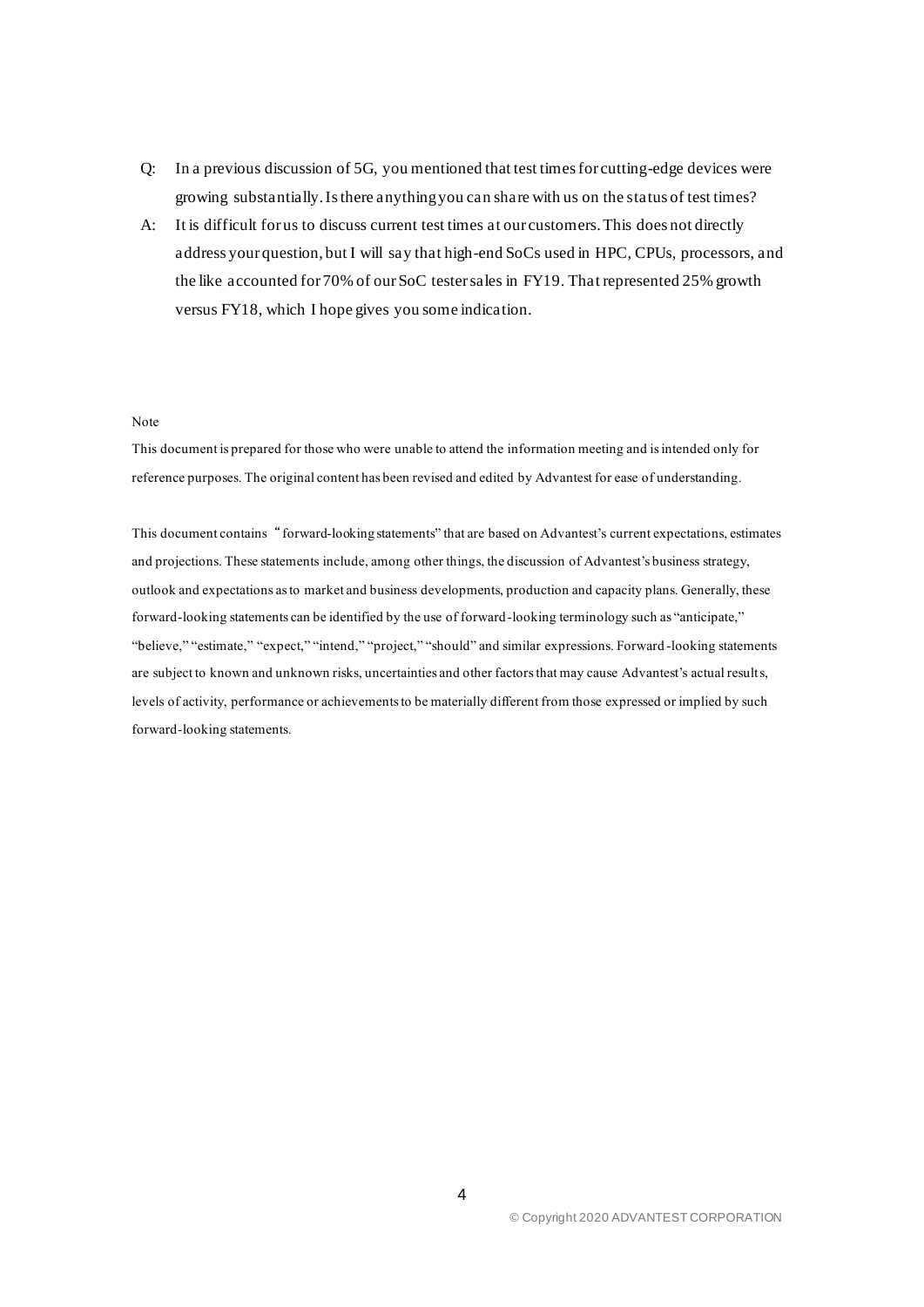Q: In a previous discussion of 5G, you mentioned that test times for cutting-edge devices were growing substantially. Is there anything you can share with us on the status of test times?

A: It is difficult for us to discuss current test times at our customers. This does not directly address your question, but I will say that high-end SoCs used in HPC, CPUs, processors, and the like accounted for 70% of our SoC tester sales in FY19. That represented 25% growth versus FY18, which I hope gives you some indication.

Note

This document is prepared for those who were unable to attend the information meeting and is intended only for reference purposes. The original content has been revised and edited by Advantest for ease of understanding.

This document contains "forward-looking statements" that are based on Advantest's current expectations, estimates and projections. These statements include, among other things, the discussion of Advantest's business strategy, outlook and expectations as to market and business developments, production and capacity plans. Generally, these forward-looking statements can be identified by the use of forward-looking terminology such as "anticipate," "believe," "estimate," "expect," "intend," "project," "should" and similar expressions. Forward-looking statements are subject to known and unknown risks, uncertainties and other factors that may cause Advantest's actual results, levels of activity, performance or achievements to be materially different from those expressed or implied by such forward-looking statements.